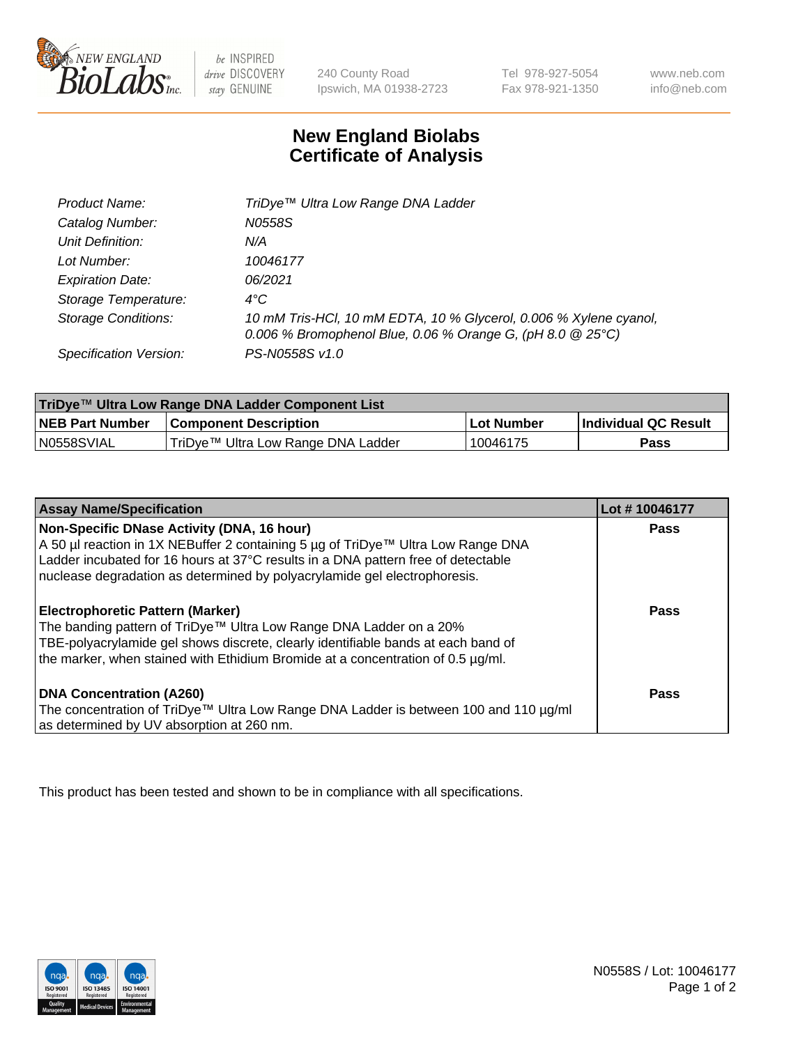240 County Road
Ipswich, MA 01938-2723

Tel 978-927-5054
Fax 978-921-1350

www.neb.com
info@neb.com

# New England Biolabs Certificate of Analysis

| | |
|---|---|
| *Product Name:* | *TriDye™ Ultra Low Range DNA Ladder* |
| *Catalog Number:* | *N0558S* |
| *Unit Definition:* | *N/A* |
| *Lot Number:* | *10046177* |
| *Expiration Date:* | *06/2021* |
| *Storage Temperature:* | *4°C* |
| *Storage Conditions:* | *10 mM Tris-HCl, 10 mM EDTA, 10 % Glycerol, 0.006 % Xylene cyanol, 0.006 % Bromophenol Blue, 0.06 % Orange G, (pH 8.0 @ 25°C)* |
| *Specification Version:* | *PS-N0558S v1.0* |

| TriDye™ Ultra Low Range DNA Ladder Component List | | | |
|---|---|---|---|
| **NEB Part Number** | **Component Description** | **Lot Number** | **Individual QC Result** |
| N0558SVIAL | TriDye™ Ultra Low Range DNA Ladder | 10046175 | **Pass** |

| Assay Name/Specification | Lot # 10046177 |
|---|---|
| **Non-Specific DNase Activity (DNA, 16 hour)**<br>A 50 µl reaction in 1X NEBuffer 2 containing 5 µg of TriDye™ Ultra Low Range DNA Ladder incubated for 16 hours at 37°C results in a DNA pattern free of detectable nuclease degradation as determined by polyacrylamide gel electrophoresis. | **Pass** |
| **Electrophoretic Pattern (Marker)**<br>The banding pattern of TriDye™ Ultra Low Range DNA Ladder on a 20% TBE-polyacrylamide gel shows discrete, clearly identifiable bands at each band of the marker, when stained with Ethidium Bromide at a concentration of 0.5 µg/ml. | **Pass** |
| **DNA Concentration (A260)**<br>The concentration of TriDye™ Ultra Low Range DNA Ladder is between 100 and 110 µg/ml as determined by UV absorption at 260 nm. | **Pass** |

This product has been tested and shown to be in compliance with all specifications.

N0558S / Lot: 10046177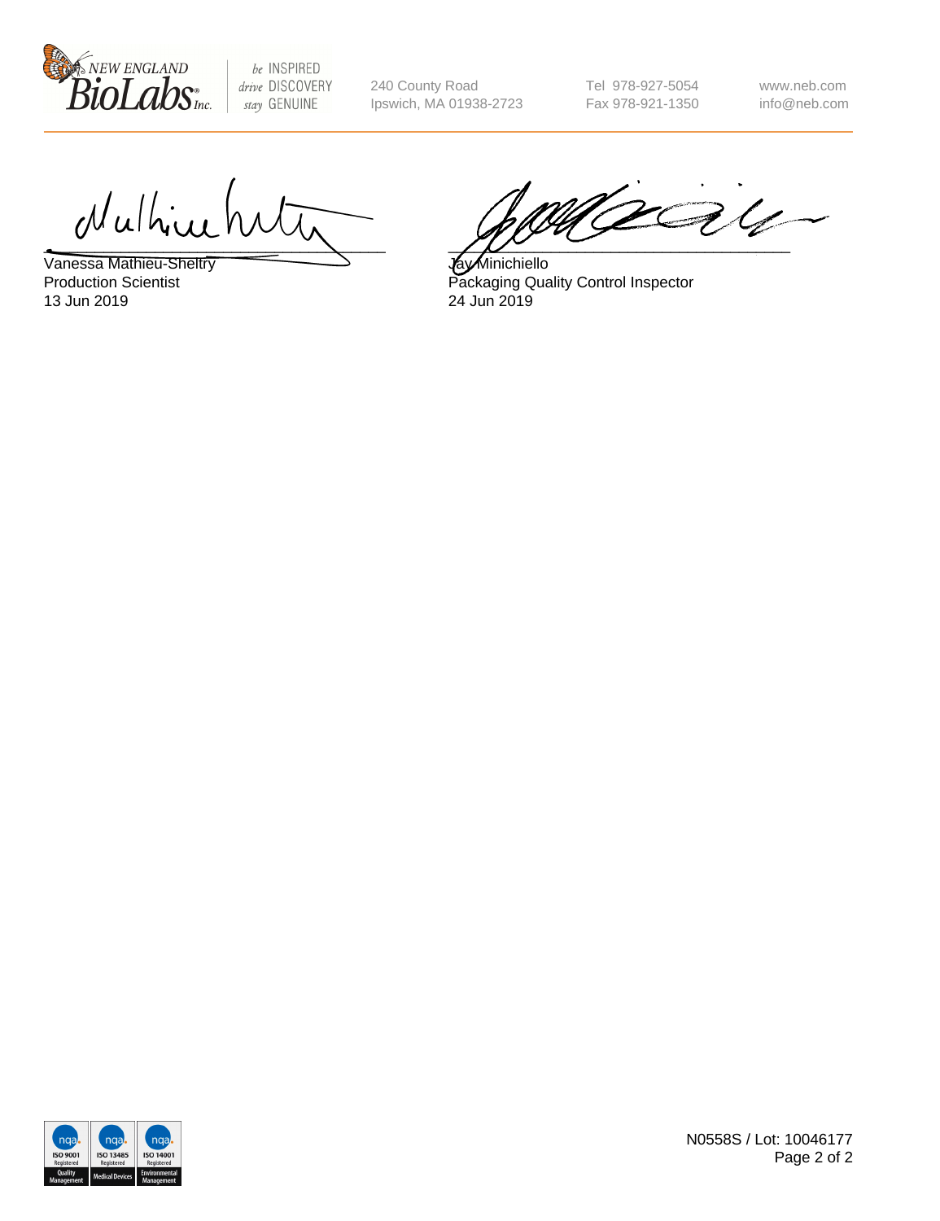240 County Road
Ipswich, MA 01938-2723

Tel 978-927-5054
Fax 978-921-1350

www.neb.com
info@neb.com

Vanessa Mathieu-Sheltry
Production Scientist
13 Jun 2019

Jay Minichiello
Packaging Quality Control Inspector
24 Jun 2019

N0558S / Lot: 10046177